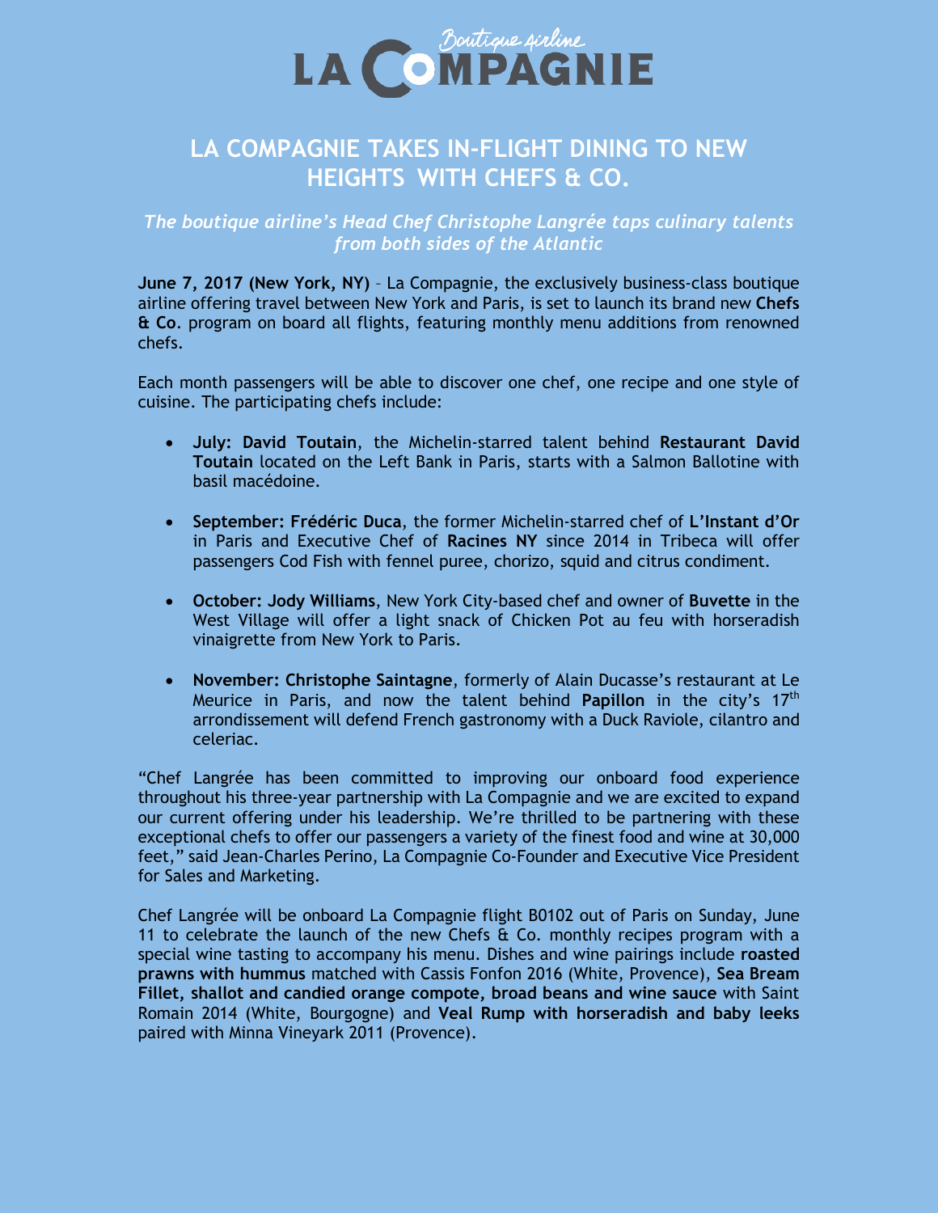LA COMPAGNIE *Boutique airline*

# LA COMPAGNIE TAKES IN-FLIGHT DINING TO NEW HEIGHTS WITH CHEFS & CO.

*The boutique airline's Head Chef Christophe Langrée taps culinary talents from both sides of the Atlantic*

**June 7, 2017 (New York, NY)** – La Compagnie, the exclusively business-class boutique airline offering travel between New York and Paris, is set to launch its brand new **Chefs & Co**. program on board all flights, featuring monthly menu additions from renowned chefs.

Each month passengers will be able to discover one chef, one recipe and one style of cuisine. The participating chefs include:

- **July: David Toutain**, the Michelin-starred talent behind **Restaurant David Toutain** located on the Left Bank in Paris, starts with a Salmon Ballotine with basil macédoine.
- **September: Frédéric Duca**, the former Michelin-starred chef of **L'Instant d'Or** in Paris and Executive Chef of **Racines NY** since 2014 in Tribeca will offer passengers Cod Fish with fennel puree, chorizo, squid and citrus condiment.
- **October: Jody Williams**, New York City-based chef and owner of **Buvette** in the West Village will offer a light snack of Chicken Pot au feu with horseradish vinaigrette from New York to Paris.
- **November: Christophe Saintagne**, formerly of Alain Ducasse's restaurant at Le Meurice in Paris, and now the talent behind **Papillon** in the city's 17th arrondissement will defend French gastronomy with a Duck Raviole, cilantro and celeriac.

"Chef Langrée has been committed to improving our onboard food experience throughout his three-year partnership with La Compagnie and we are excited to expand our current offering under his leadership. We're thrilled to be partnering with these exceptional chefs to offer our passengers a variety of the finest food and wine at 30,000 feet," said Jean-Charles Perino, La Compagnie Co-Founder and Executive Vice President for Sales and Marketing.

Chef Langrée will be onboard La Compagnie flight B0102 out of Paris on Sunday, June 11 to celebrate the launch of the new Chefs & Co. monthly recipes program with a special wine tasting to accompany his menu. Dishes and wine pairings include **roasted prawns with hummus** matched with Cassis Fonfon 2016 (White, Provence), **Sea Bream Fillet, shallot and candied orange compote, broad beans and wine sauce** with Saint Romain 2014 (White, Bourgogne) and **Veal Rump with horseradish and baby leeks** paired with Minna Vineyark 2011 (Provence).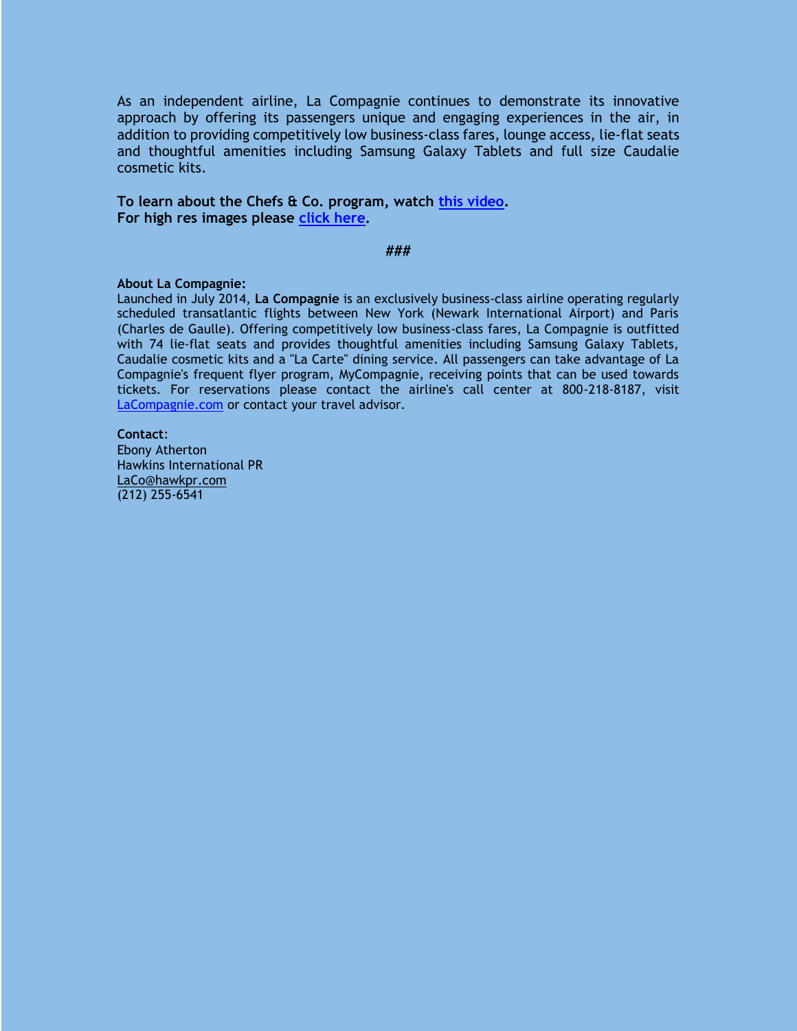As an independent airline, La Compagnie continues to demonstrate its innovative approach by offering its passengers unique and engaging experiences in the air, in addition to providing competitively low business-class fares, lounge access, lie-flat seats and thoughtful amenities including Samsung Galaxy Tablets and full size Caudalie cosmetic kits.

**To learn about the Chefs & Co. program, watch this video.**
**For high res images please click here.**

###

**About La Compagnie:**
Launched in July 2014, **La Compagnie** is an exclusively business-class airline operating regularly scheduled transatlantic flights between New York (Newark International Airport) and Paris (Charles de Gaulle). Offering competitively low business-class fares, La Compagnie is outfitted with 74 lie-flat seats and provides thoughtful amenities including Samsung Galaxy Tablets, Caudalie cosmetic kits and a "La Carte" dining service. All passengers can take advantage of La Compagnie's frequent flyer program, MyCompagnie, receiving points that can be used towards tickets. For reservations please contact the airline's call center at 800-218-8187, visit LaCompagnie.com or contact your travel advisor.

**Contact**:
Ebony Atherton
Hawkins International PR
LaCo@hawkpr.com
(212) 255-6541